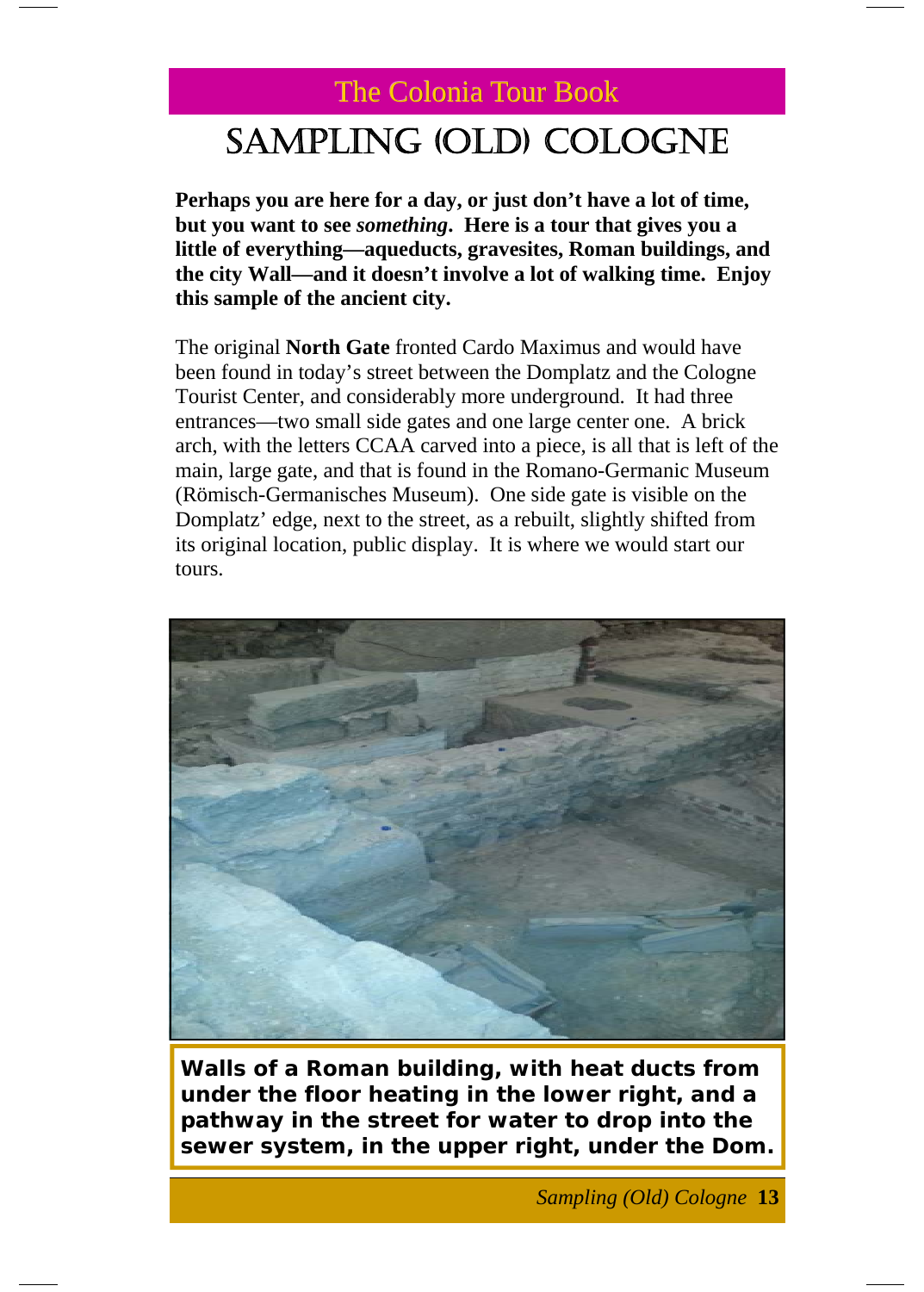The Colonia Tour Book

# SAMPLING (OLD) COLOGNE

**Perhaps you are here for a day, or just don't have a lot of time, but you want to see *something*. Here is a tour that gives you a little of everything—aqueducts, gravesites, Roman buildings, and the city Wall—and it doesn't involve a lot of walking time. Enjoy this sample of the ancient city.**

The original **North Gate** fronted Cardo Maximus and would have been found in today's street between the Domplatz and the Cologne Tourist Center, and considerably more underground. It had three entrances—two small side gates and one large center one. A brick arch, with the letters CCAA carved into a piece, is all that is left of the main, large gate, and that is found in the Romano-Germanic Museum (Römisch-Germanisches Museum). One side gate is visible on the Domplatz' edge, next to the street, as a rebuilt, slightly shifted from its original location, public display. It is where we would start our tours.

**Walls of a Roman building, with heat ducts from under the floor heating in the lower right, and a pathway in the street for water to drop into the sewer system, in the upper right, under the Dom.**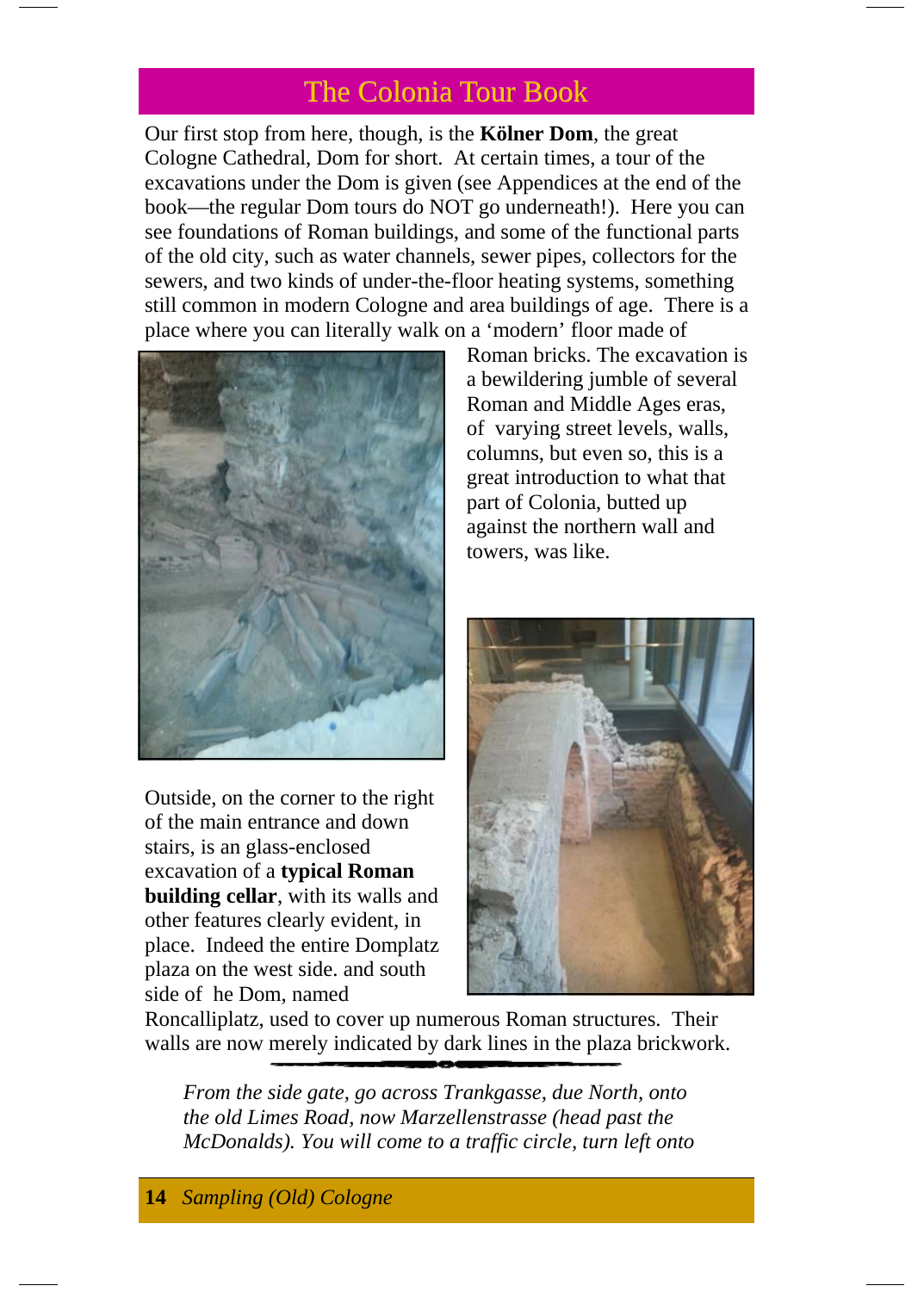## The Colonia Tour Book

Our first stop from here, though, is the **Kölner Dom**, the great Cologne Cathedral, Dom for short. At certain times, a tour of the excavations under the Dom is given (see Appendices at the end of the book—the regular Dom tours do NOT go underneath!). Here you can see foundations of Roman buildings, and some of the functional parts of the old city, such as water channels, sewer pipes, collectors for the sewers, and two kinds of under-the-floor heating systems, something still common in modern Cologne and area buildings of age. There is a place where you can literally walk on a 'modern' floor made of Roman bricks. The excavation is a bewildering jumble of several Roman and Middle Ages eras, of varying street levels, walls, columns, but even so, this is a great introduction to what that part of Colonia, butted up against the northern wall and towers, was like.

Outside, on the corner to the right of the main entrance and down stairs, is an glass-enclosed excavation of a **typical Roman building cellar**, with its walls and other features clearly evident, in place. Indeed the entire Domplatz plaza on the west side. and south side of he Dom, named Roncalliplatz, used to cover up numerous Roman structures. Their walls are now merely indicated by dark lines in the plaza brickwork.

*From the side gate, go across Trankgasse, due North, onto the old Limes Road, now Marzellenstrasse (head past the McDonalds). You will come to a traffic circle, turn left onto*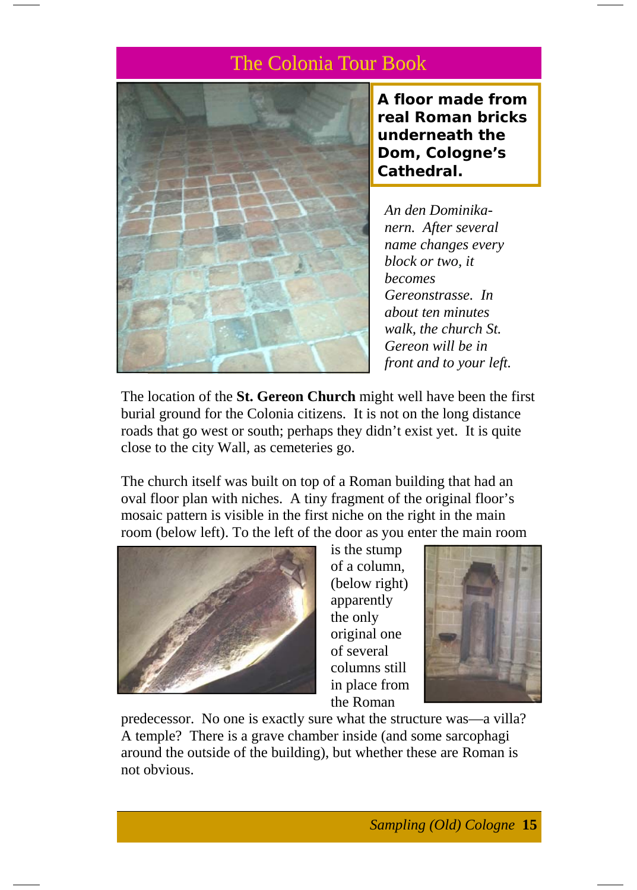**A floor made from real Roman bricks underneath the Dom, Cologne's Cathedral.**

*An den Dominikanern. After several name changes every block or two, it becomes Gereonstrasse. In about ten minutes walk, the church St. Gereon will be in front and to your left.*

The location of the **St. Gereon Church** might well have been the first burial ground for the Colonia citizens. It is not on the long distance roads that go west or south; perhaps they didn't exist yet. It is quite close to the city Wall, as cemeteries go.

The church itself was built on top of a Roman building that had an oval floor plan with niches. A tiny fragment of the original floor's mosaic pattern is visible in the first niche on the right in the main room (below left). To the left of the door as you enter the main room is the stump of a column, (below right) apparently the only original one of several columns still in place from the Roman predecessor. No one is exactly sure what the structure was—a villa? A temple? There is a grave chamber inside (and some sarcophagi around the outside of the building), but whether these are Roman is not obvious.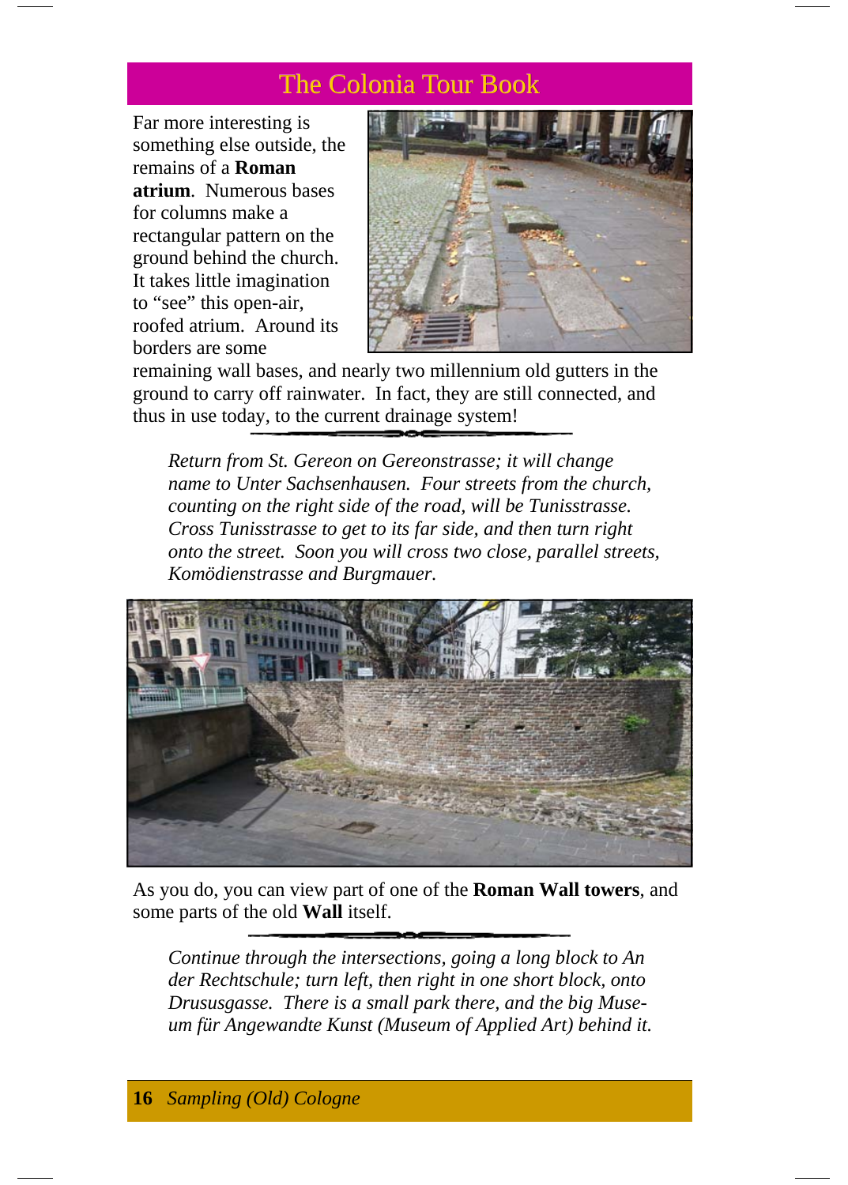Far more interesting is something else outside, the remains of a **Roman atrium**. Numerous bases for columns make a rectangular pattern on the ground behind the church. It takes little imagination to "see" this open-air, roofed atrium. Around its borders are some remaining wall bases, and nearly two millennium old gutters in the ground to carry off rainwater. In fact, they are still connected, and thus in use today, to the current drainage system!

*Return from St. Gereon on Gereonstrasse; it will change name to Unter Sachsenhausen. Four streets from the church, counting on the right side of the road, will be Tunisstrasse. Cross Tunisstrasse to get to its far side, and then turn right onto the street. Soon you will cross two close, parallel streets, Komödienstrasse and Burgmauer.*

As you do, you can view part of one of the **Roman Wall towers**, and some parts of the old **Wall** itself.

*Continue through the intersections, going a long block to An der Rechtschule; turn left, then right in one short block, onto Drususgasse. There is a small park there, and the big Museum für Angewandte Kunst (Museum of Applied Art) behind it.*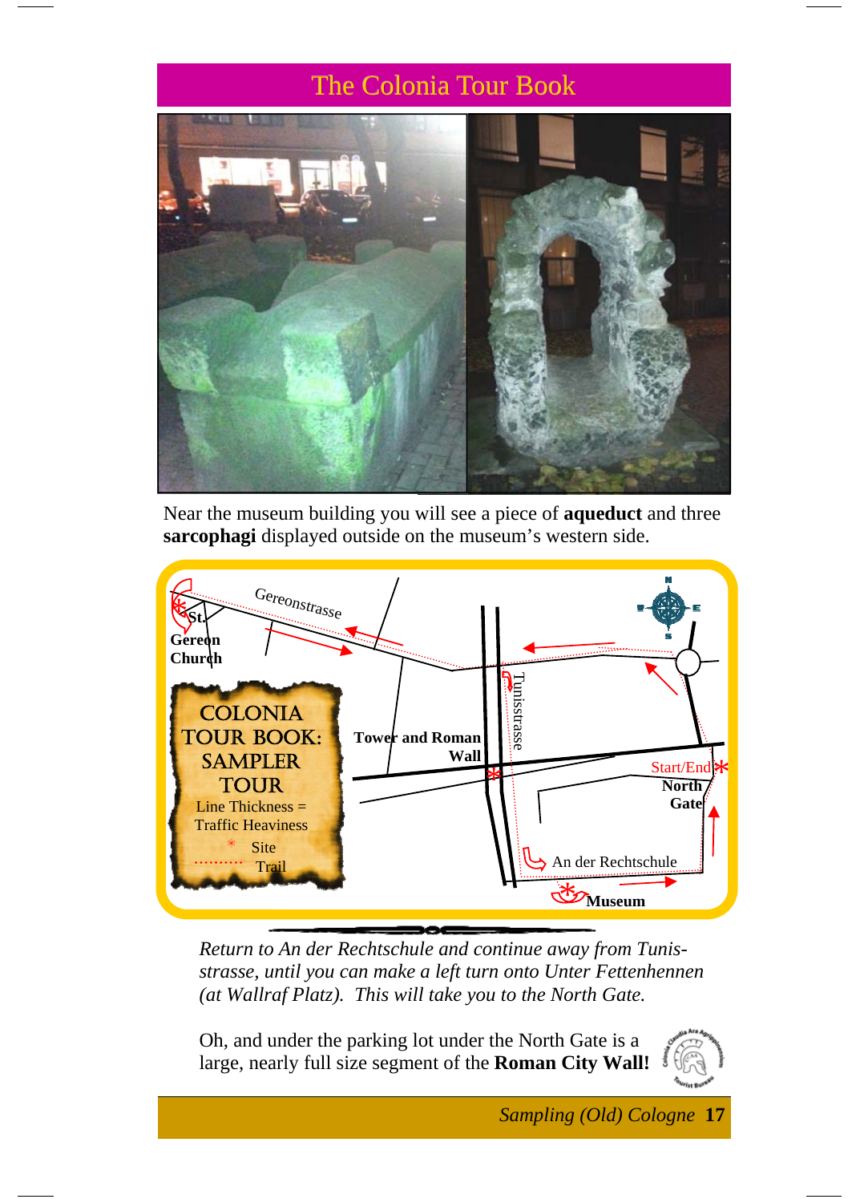Near the museum building you will see a piece of **aqueduct** and three **sarcophagi** displayed outside on the museum's western side.

Gereonstrasse

St. Gereon Church

COLONIA TOUR BOOK: SAMPLER TOUR

Line Thickness = Traffic Heaviness

Site

Trail

Tower and Roman Wall

Tunisstrasse

Start/End

North Gate

An der Rechtschule

Museum

*Return to An der Rechtschule and continue away from Tunisstrasse, until you can make a left turn onto Unter Fettenhennen (at Wallraf Platz). This will take you to the North Gate.*

Oh, and under the parking lot under the North Gate is a large, nearly full size segment of the **Roman City Wall!**